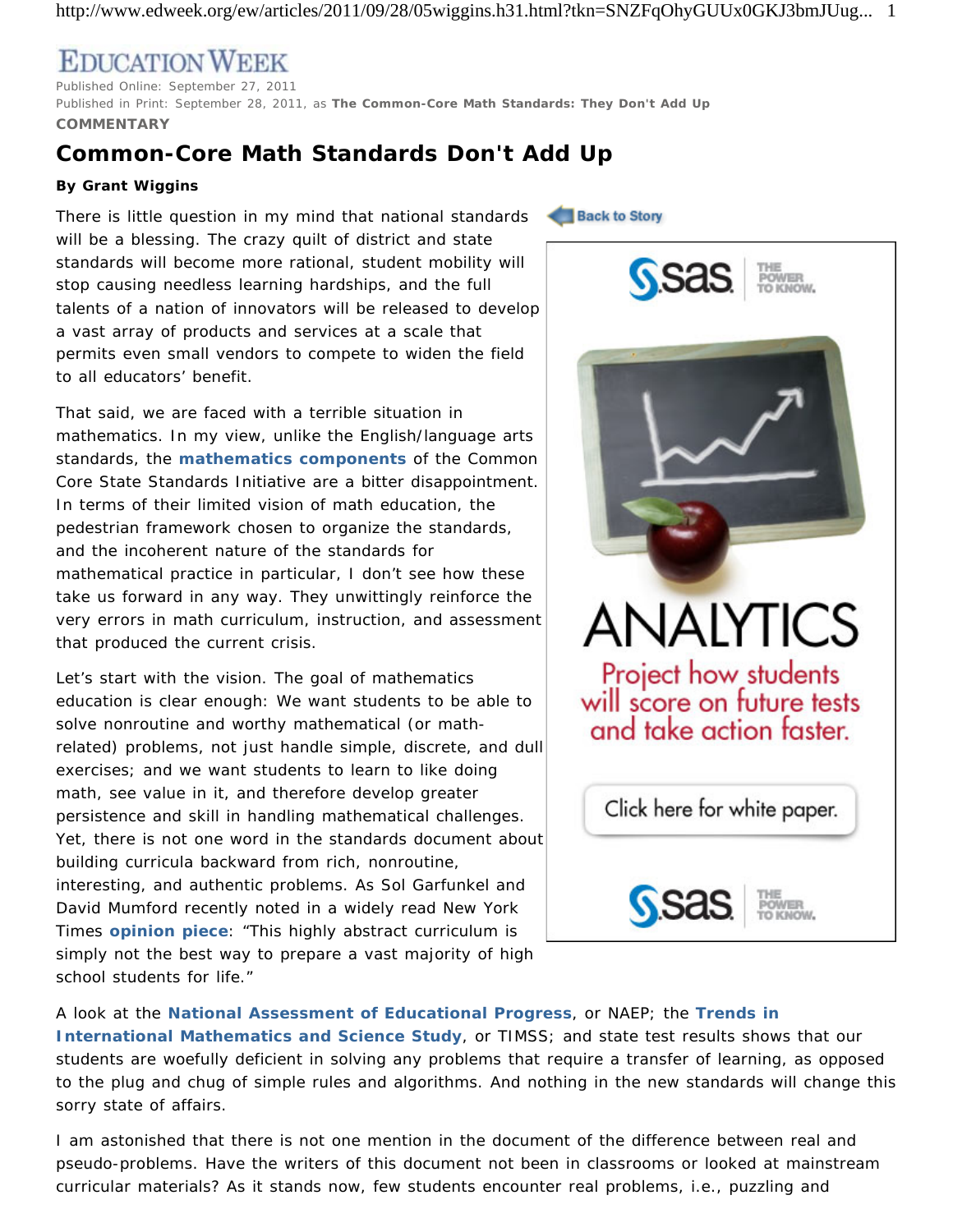# EDUCATION WEEK

Published Online: September 27, 2011
Published in Print: September 28, 2011, as **The Common-Core Math Standards: They Don't Add Up**

**COMMENTARY**

## Common-Core Math Standards Don't Add Up

**By Grant Wiggins**

There is little question in my mind that national standards will be a blessing. The crazy quilt of district and state standards will become more rational, student mobility will stop causing needless learning hardships, and the full talents of a nation of innovators will be released to develop a vast array of products and services at a scale that permits even small vendors to compete to widen the field to all educators' benefit.

That said, we are faced with a terrible situation in mathematics. In my view, unlike the English/language arts standards, the **mathematics components** of the Common Core State Standards Initiative are a bitter disappointment. In terms of their limited vision of math education, the pedestrian framework chosen to organize the standards, and the incoherent nature of the standards for mathematical practice in particular, I don't see how these take us forward in any way. They unwittingly reinforce the very errors in math curriculum, instruction, and assessment that produced the current crisis.

Let's start with the vision. The goal of mathematics education is clear enough: We want students to be able to solve nonroutine and worthy mathematical (or math-related) problems, not just handle simple, discrete, and dull exercises; and we want students to learn to like doing math, see value in it, and therefore develop greater persistence and skill in handling mathematical challenges. Yet, there is not one word in the standards document about building curricula backward from rich, nonroutine, interesting, and authentic problems. As Sol Garfunkel and David Mumford recently noted in a widely read New York Times **opinion piece**: "This highly abstract curriculum is simply not the best way to prepare a vast majority of high school students for life."

A look at the **National Assessment of Educational Progress**, or NAEP; the **Trends in International Mathematics and Science Study**, or TIMSS; and state test results shows that our students are woefully deficient in solving any problems that require a transfer of learning, as opposed to the plug and chug of simple rules and algorithms. And nothing in the new standards will change this sorry state of affairs.

I am astonished that there is not one mention in the document of the difference between real and pseudo-problems. Have the writers of this document not been in classrooms or looked at mainstream curricular materials? As it stands now, few students encounter real problems, i.e., puzzling and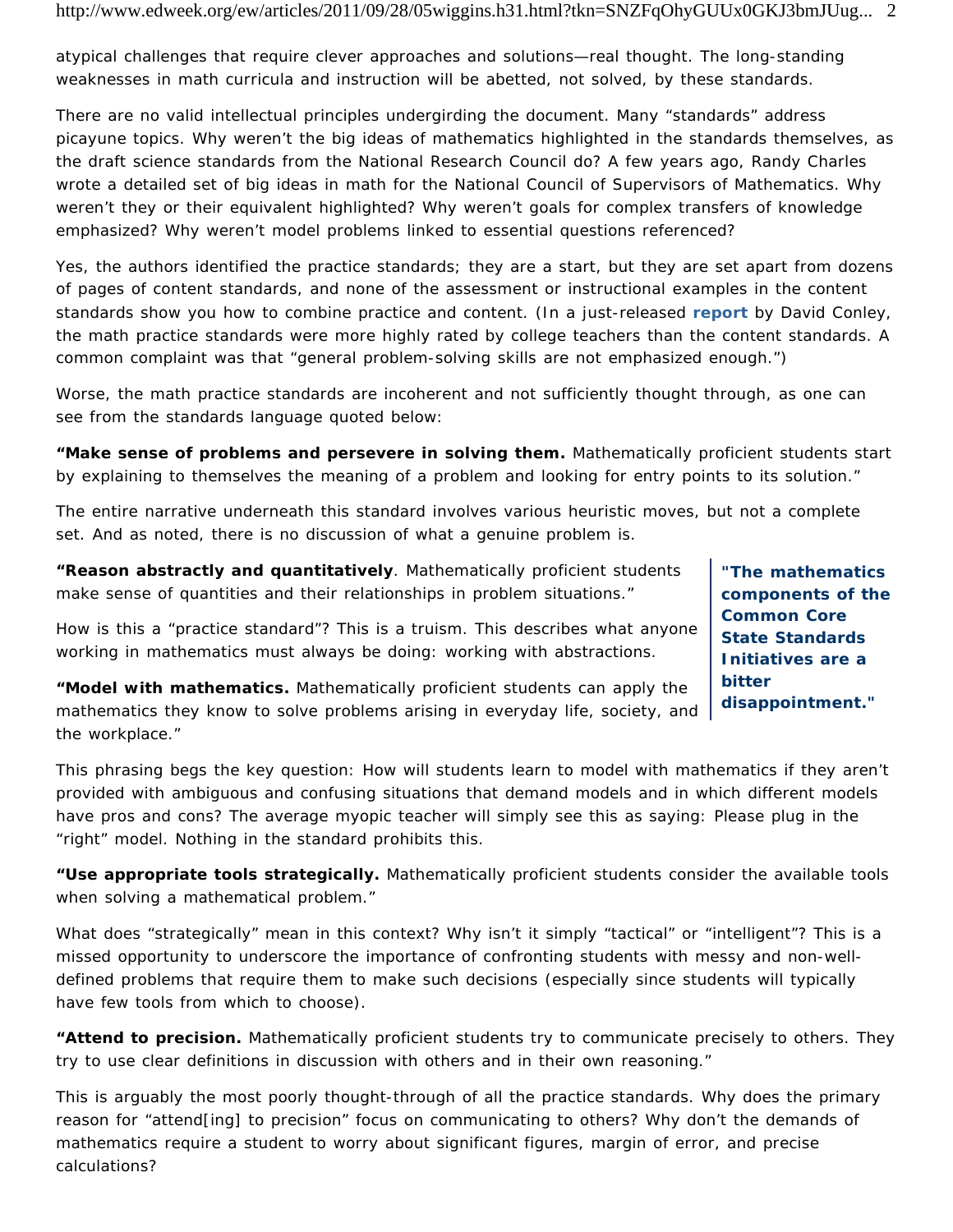atypical challenges that require clever approaches and solutions—real thought. The long-standing weaknesses in math curricula and instruction will be abetted, not solved, by these standards.

There are no valid intellectual principles undergirding the document. Many "standards" address picayune topics. Why weren't the big ideas of mathematics highlighted in the standards themselves, as the draft science standards from the National Research Council do? A few years ago, Randy Charles wrote a detailed set of big ideas in math for the National Council of Supervisors of Mathematics. Why weren't they or their equivalent highlighted? Why weren't goals for complex transfers of knowledge emphasized? Why weren't model problems linked to essential questions referenced?

Yes, the authors identified the practice standards; they are a start, but they are set apart from dozens of pages of content standards, and none of the assessment or instructional examples in the content standards show you how to combine practice and content. (In a just-released **report** by David Conley, the math practice standards were more highly rated by college teachers than the content standards. A common complaint was that "general problem-solving skills are not emphasized enough.")

Worse, the math practice standards are incoherent and not sufficiently thought through, as one can see from the standards language quoted below:

**"Make sense of problems and persevere in solving them.** Mathematically proficient students start by explaining to themselves the meaning of a problem and looking for entry points to its solution."

The entire narrative underneath this standard involves various heuristic moves, but not a complete set. And as noted, there is no discussion of what a genuine problem is.

**"Reason abstractly and quantitatively**. Mathematically proficient students make sense of quantities and their relationships in problem situations."

How is this a "practice standard"? This is a truism. This describes what anyone working in mathematics must always be doing: working with abstractions.

**"Model with mathematics.** Mathematically proficient students can apply the mathematics they know to solve problems arising in everyday life, society, and the workplace."

This phrasing begs the key question: How will students learn to model with mathematics if they aren't provided with ambiguous and confusing situations that demand models and in which different models have pros and cons? The average myopic teacher will simply see this as saying: Please plug in the "right" model. Nothing in the standard prohibits this.

**"Use appropriate tools strategically.** Mathematically proficient students consider the available tools when solving a mathematical problem."

What does "strategically" mean in this context? Why isn't it simply "tactical" or "intelligent"? This is a missed opportunity to underscore the importance of confronting students with messy and non-well-defined problems that require them to make such decisions (especially since students will typically have few tools from which to choose).

**"Attend to precision.** Mathematically proficient students try to communicate precisely to others. They try to use clear definitions in discussion with others and in their own reasoning."

This is arguably the most poorly thought-through of all the practice standards. Why does the primary reason for "attend[ing] to precision" focus on communicating to others? Why don't the demands of mathematics require a student to worry about significant figures, margin of error, and precise calculations?

**"The mathematics components of the Common Core State Standards Initiatives are a bitter disappointment."**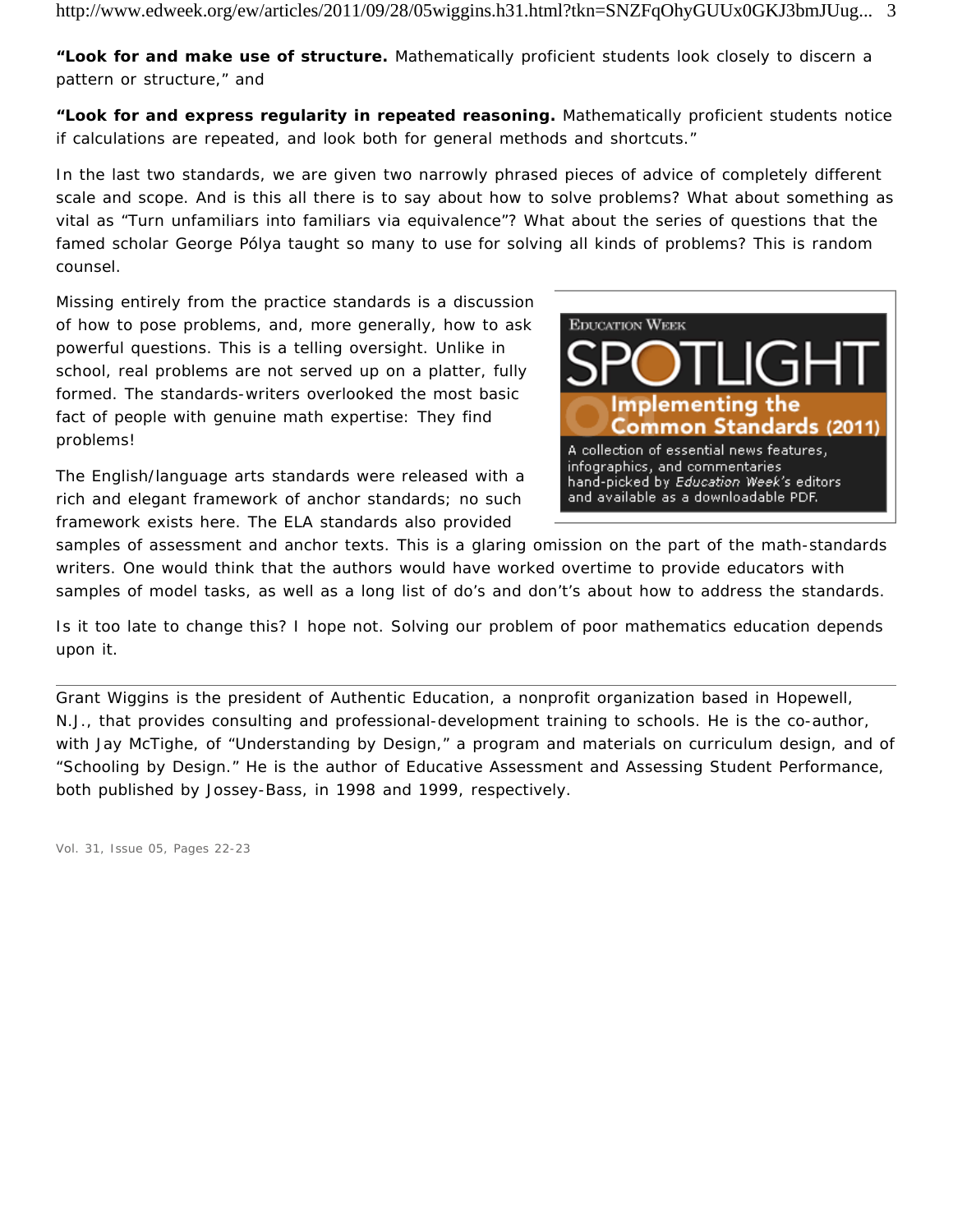**"Look for and make use of structure.** Mathematically proficient students look closely to discern a pattern or structure," and

**"Look for and express regularity in repeated reasoning.** Mathematically proficient students notice if calculations are repeated, and look both for general methods and shortcuts."

In the last two standards, we are given two narrowly phrased pieces of advice of completely different scale and scope. And is this all there is to say about how to solve problems? What about something as vital as "Turn unfamiliars into familiars via equivalence"? What about the series of questions that the famed scholar George Pólya taught so many to use for solving all kinds of problems? This is random counsel.

Missing entirely from the practice standards is a discussion of how to pose problems, and, more generally, how to ask powerful questions. This is a telling oversight. Unlike in school, real problems are not served up on a platter, fully formed. The standards-writers overlooked the most basic fact of people with genuine math expertise: They find problems!

Education Week SPOTLIGHT

Implementing the Common Standards (2011)

A collection of essential news features, infographics, and commentaries hand-picked by *Education Week's* editors and available as a downloadable PDF.

The English/language arts standards were released with a rich and elegant framework of anchor standards; no such framework exists here. The ELA standards also provided samples of assessment and anchor texts. This is a glaring omission on the part of the math-standards writers. One would think that the authors would have worked overtime to provide educators with samples of model tasks, as well as a long list of do's and don't's about how to address the standards.

Is it too late to change this? I hope not. Solving our problem of poor mathematics education depends upon it.

---

Grant Wiggins is the president of Authentic Education, a nonprofit organization based in Hopewell, N.J., that provides consulting and professional-development training to schools. He is the co-author, with Jay McTighe, of "Understanding by Design," a program and materials on curriculum design, and of "Schooling by Design." He is the author of Educative Assessment and Assessing Student Performance, both published by Jossey-Bass, in 1998 and 1999, respectively.

Vol. 31, Issue 05, Pages 22-23